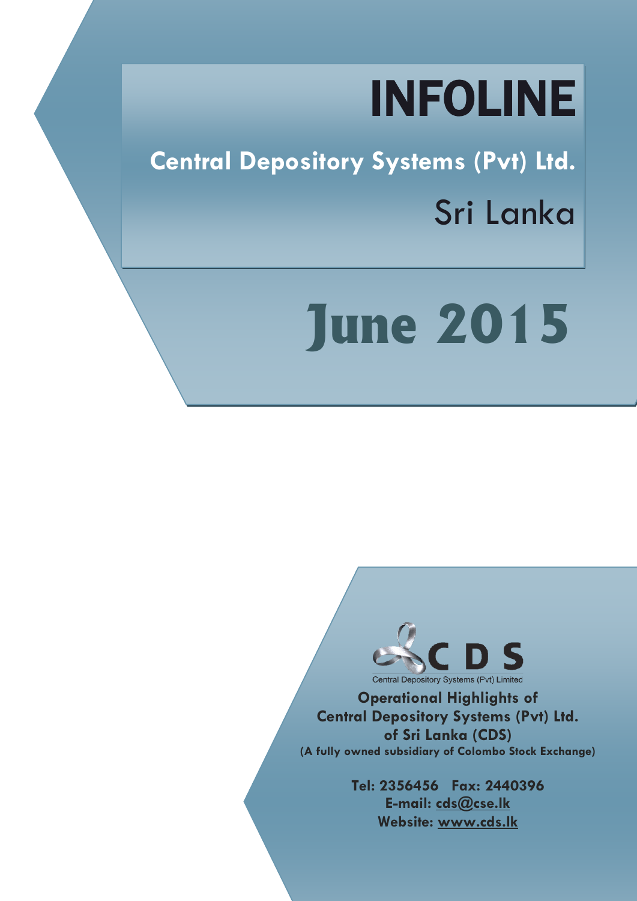# INFOLINE

## Central Depository Systems (Pvt) Ltd.

Sri Lanka

# June 2015

C D S

Central Depository Systems (Pvt) Limited

**Operational Highlights of Central Depository Systems (Pvt) Ltd. of Sri Lanka (CDS)**

**(A fully owned subsidiary of Colombo Stock Exchange)**

**Tel: 2356456 Fax: 2440396**

**E-mail: cds@cse.lk**

**Website: www.cds.lk**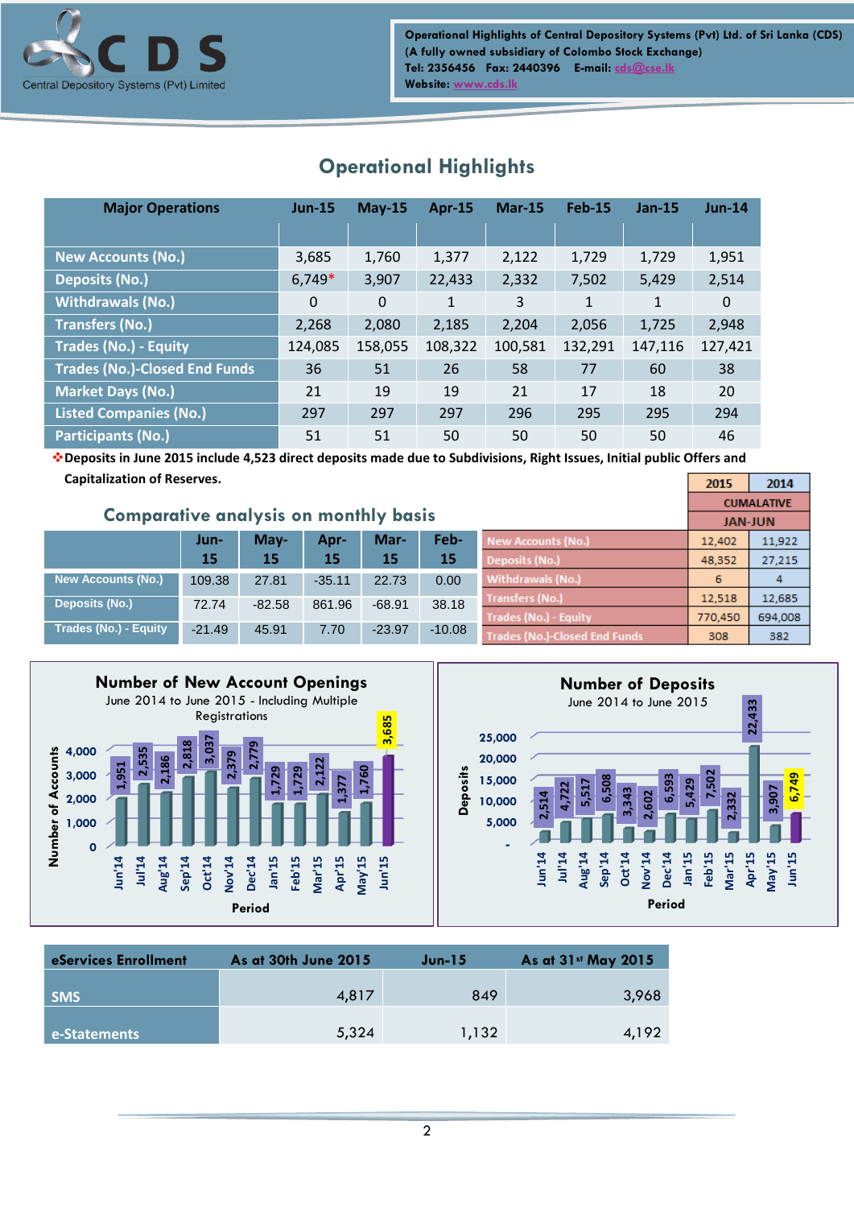Operational Highlights of Central Depository Systems (Pvt) Ltd. of Sri Lanka (CDS)
(A fully owned subsidiary of Colombo Stock Exchange)
Tel: 2356456 Fax: 2440396 E-mail: cds@cse.lk
Website: www.cds.lk

## Operational Highlights

| Major Operations | Jun-15 | May-15 | Apr-15 | Mar-15 | Feb-15 | Jan-15 | Jun-14 |
|---|---|---|---|---|---|---|---|
| New Accounts (No.) | 3,685 | 1,760 | 1,377 | 2,122 | 1,729 | 1,729 | 1,951 |
| Deposits (No.) | 6,749* | 3,907 | 22,433 | 2,332 | 7,502 | 5,429 | 2,514 |
| Withdrawals (No.) | 0 | 0 | 1 | 3 | 1 | 1 | 0 |
| Transfers (No.) | 2,268 | 2,080 | 2,185 | 2,204 | 2,056 | 1,725 | 2,948 |
| Trades (No.) - Equity | 124,085 | 158,055 | 108,322 | 100,581 | 132,291 | 147,116 | 127,421 |
| Trades (No.)-Closed End Funds | 36 | 51 | 26 | 58 | 77 | 60 | 38 |
| Market Days (No.) | 21 | 19 | 19 | 21 | 17 | 18 | 20 |
| Listed Companies (No.) | 297 | 297 | 297 | 296 | 295 | 295 | 294 |
| Participants (No.) | 51 | 51 | 50 | 50 | 50 | 50 | 46 |

*Deposits in June 2015 include 4,523 direct deposits made due to Subdivisions, Right Issues, Initial public Offers and Capitalization of Reserves.

## Comparative analysis on monthly basis

| | Jun-15 | May-15 | Apr-15 | Mar-15 | Feb-15 |
|---|---|---|---|---|---|
| New Accounts (No.) | 109.38 | 27.81 | -35.11 | 22.73 | 0.00 |
| Deposits (No.) | 72.74 | -82.58 | 861.96 | -68.91 | 38.18 |
| Trades (No.) - Equity | -21.49 | 45.91 | 7.70 | -23.97 | -10.08 |

| CUMALATIVE JAN-JUN | 2015 | 2014 |
|---|---|---|
| New Accounts (No.) | 12,402 | 11,922 |
| Deposits (No.) | 48,352 | 27,215 |
| Withdrawals (No.) | 6 | 4 |
| Transfers (No.) | 12,518 | 12,685 |
| Trades (No.) - Equity | 770,450 | 694,008 |
| Trades (No.)-Closed End Funds | 308 | 382 |

**Number of New Account Openings**
June 2014 to June 2015 - Including Multiple Registrations

| Period | Jun'14 | Jul'14 | Aug'14 | Sep'14 | Oct'14 | Nov'14 | Dec'14 | Jan'15 | Feb'15 | Mar'15 | Apr'15 | May'15 | Jun'15 |
|---|---|---|---|---|---|---|---|---|---|---|---|---|---|
| Number of Accounts | 1,951 | 2,535 | 2,186 | 2,818 | 3,037 | 2,379 | 2,779 | 1,729 | 1,729 | 2,122 | 1,377 | 1,760 | 3,685 |

**Number of Deposits**
June 2014 to June 2015

| Period | Jun'14 | Jul'14 | Aug'14 | Sep'14 | Oct'14 | Nov'14 | Dec'14 | Jan'15 | Feb'15 | Mar'15 | Apr'15 | May'15 | Jun'15 |
|---|---|---|---|---|---|---|---|---|---|---|---|---|---|
| Deposits | 2,514 | 4,722 | 5,517 | 6,508 | 3,343 | 2,602 | 6,593 | 5,429 | 7,502 | 2,332 | 22,433 | 3,907 | 6,749 |

| eServices Enrollment | As at 30th June 2015 | Jun-15 | As at 31st May 2015 |
|---|---|---|---|
| SMS | 4,817 | 849 | 3,968 |
| e-Statements | 5,324 | 1,132 | 4,192 |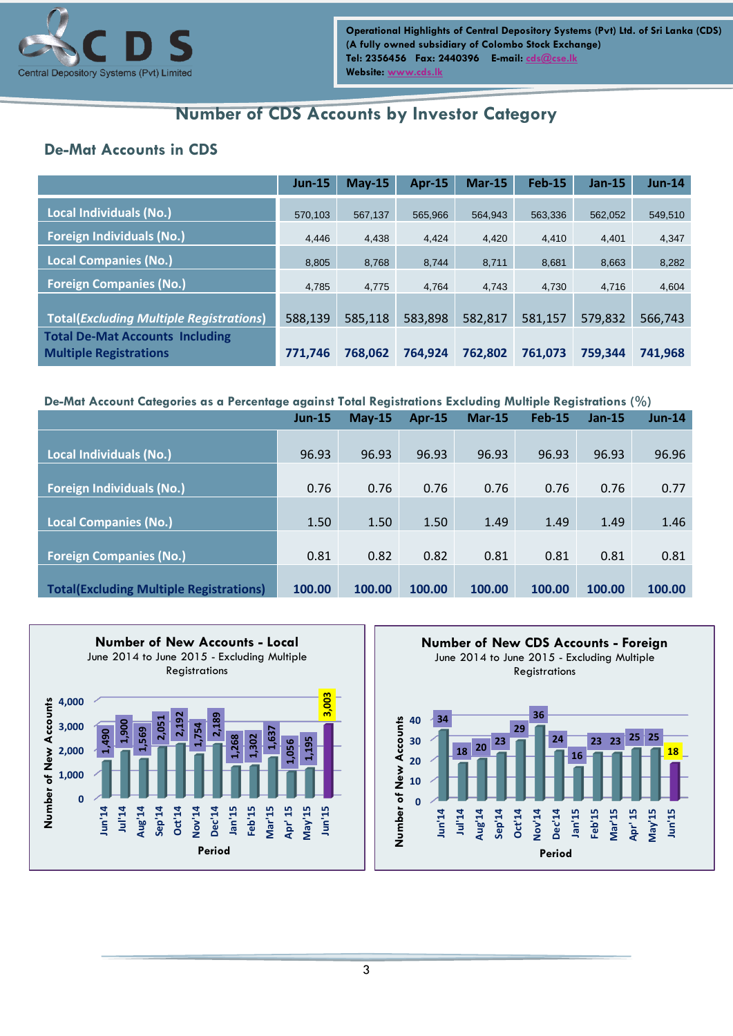# Number of CDS Accounts by Investor Category

## De-Mat Accounts in CDS

| | Jun-15 | May-15 | Apr-15 | Mar-15 | Feb-15 | Jan-15 | Jun-14 |
|---|---|---|---|---|---|---|---|
| Local Individuals (No.) | 570,103 | 567,137 | 565,966 | 564,943 | 563,336 | 562,052 | 549,510 |
| Foreign Individuals (No.) | 4,446 | 4,438 | 4,424 | 4,420 | 4,410 | 4,401 | 4,347 |
| Local Companies (No.) | 8,805 | 8,768 | 8,744 | 8,711 | 8,681 | 8,663 | 8,282 |
| Foreign Companies (No.) | 4,785 | 4,775 | 4,764 | 4,743 | 4,730 | 4,716 | 4,604 |
| Total(*Excluding Multiple Registrations*) | 588,139 | 585,118 | 583,898 | 582,817 | 581,157 | 579,832 | 566,743 |
| **Total De-Mat Accounts Including Multiple Registrations** | **771,746** | **768,062** | **764,924** | **762,802** | **761,073** | **759,344** | **741,968** |

### De-Mat Account Categories as a Percentage against Total Registrations Excluding Multiple Registrations (%)

| | Jun-15 | May-15 | Apr-15 | Mar-15 | Feb-15 | Jan-15 | Jun-14 |
|---|---|---|---|---|---|---|---|
| Local Individuals (No.) | 96.93 | 96.93 | 96.93 | 96.93 | 96.93 | 96.93 | 96.96 |
| Foreign Individuals (No.) | 0.76 | 0.76 | 0.76 | 0.76 | 0.76 | 0.76 | 0.77 |
| Local Companies (No.) | 1.50 | 1.50 | 1.50 | 1.49 | 1.49 | 1.49 | 1.46 |
| Foreign Companies (No.) | 0.81 | 0.82 | 0.82 | 0.81 | 0.81 | 0.81 | 0.81 |
| **Total(Excluding Multiple Registrations)** | **100.00** | **100.00** | **100.00** | **100.00** | **100.00** | **100.00** | **100.00** |

### Number of New Accounts - Local
June 2014 to June 2015 - Excluding Multiple Registrations

| Period | Number of New Accounts |
|---|---|
| Jun'14 | 1,490 |
| Jul'14 | 1,900 |
| Aug'14 | 1,569 |
| Sep'14 | 2,051 |
| Oct'14 | 2,192 |
| Nov'14 | 1,754 |
| Dec'14 | 2,189 |
| Jan'15 | 1,268 |
| Feb'15 | 1,302 |
| Mar'15 | 1,637 |
| Apr' 15 | 1,056 |
| May'15 | 1,195 |
| Jun'15 | 3,003 |

### Number of New CDS Accounts - Foreign
June 2014 to June 2015 - Excluding Multiple Registrations

| Period | Number of New Accounts |
|---|---|
| Jun'14 | 34 |
| Jul'14 | 18 |
| Aug'14 | 20 |
| Sep'14 | 23 |
| Oct'14 | 29 |
| Nov'14 | 36 |
| Dec'14 | 24 |
| Jan'15 | 16 |
| Feb'15 | 23 |
| Mar'15 | 23 |
| Apr' 15 | 25 |
| May'15 | 25 |
| Jun'15 | 18 |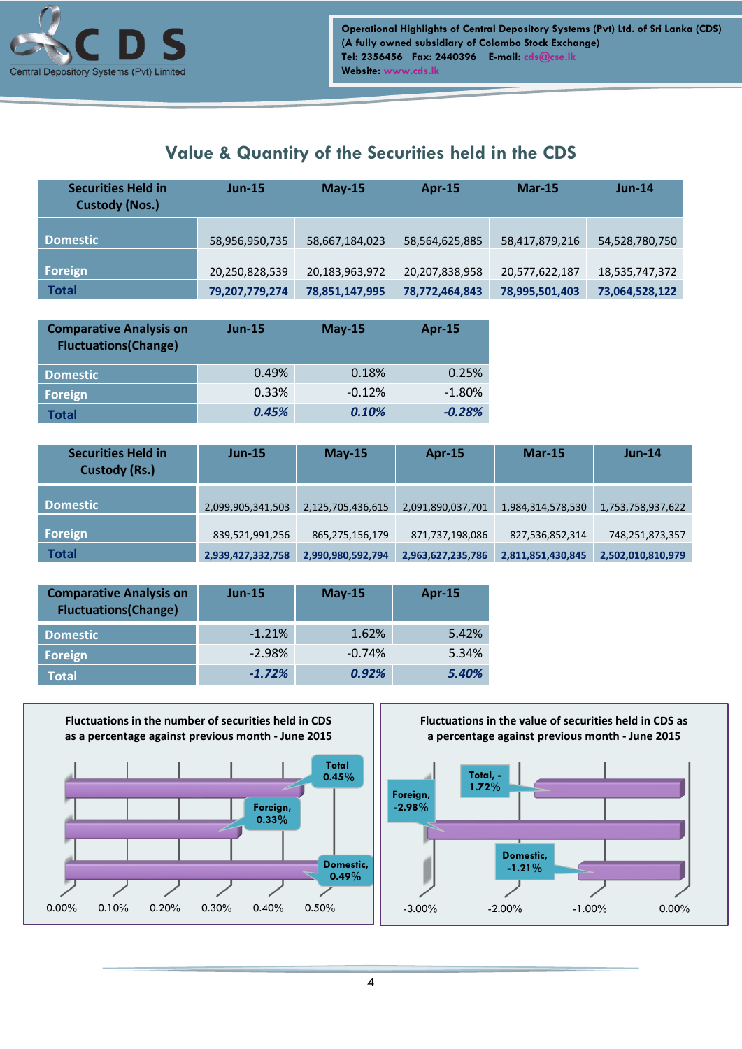## Value & Quantity of the Securities held in the CDS

| Securities Held in Custody (Nos.) | Jun-15 | May-15 | Apr-15 | Mar-15 | Jun-14 |
|---|---|---|---|---|---|
| Domestic | 58,956,950,735 | 58,667,184,023 | 58,564,625,885 | 58,417,879,216 | 54,528,780,750 |
| Foreign | 20,250,828,539 | 20,183,963,972 | 20,207,838,958 | 20,577,622,187 | 18,535,747,372 |
| **Total** | **79,207,779,274** | **78,851,147,995** | **78,772,464,843** | **78,995,501,403** | **73,064,528,122** |

| Comparative Analysis on Fluctuations(Change) | Jun-15 | May-15 | Apr-15 |
|---|---|---|---|
| Domestic | 0.49% | 0.18% | 0.25% |
| Foreign | 0.33% | -0.12% | -1.80% |
| **Total** | ***0.45%*** | ***0.10%*** | ***-0.28%*** |

| Securities Held in Custody (Rs.) | Jun-15 | May-15 | Apr-15 | Mar-15 | Jun-14 |
|---|---|---|---|---|---|
| Domestic | 2,099,905,341,503 | 2,125,705,436,615 | 2,091,890,037,701 | 1,984,314,578,530 | 1,753,758,937,622 |
| Foreign | 839,521,991,256 | 865,275,156,179 | 871,737,198,086 | 827,536,852,314 | 748,251,873,357 |
| **Total** | **2,939,427,332,758** | **2,990,980,592,794** | **2,963,627,235,786** | **2,811,851,430,845** | **2,502,010,810,979** |

| Comparative Analysis on Fluctuations(Change) | Jun-15 | May-15 | Apr-15 |
|---|---|---|---|
| Domestic | -1.21% | 1.62% | 5.42% |
| Foreign | -2.98% | -0.74% | 5.34% |
| **Total** | ***-1.72%*** | ***0.92%*** | ***5.40%*** |

**Fluctuations in the number of securities held in CDS as a percentage against previous month - June 2015**

| | Change |
|---|---|
| Total | 0.45% |
| Foreign | 0.33% |
| Domestic | 0.49% |

**Fluctuations in the value of securities held in CDS as a percentage against previous month - June 2015**

| | Change |
|---|---|
| Total | -1.72% |
| Foreign | -2.98% |
| Domestic | -1.21% |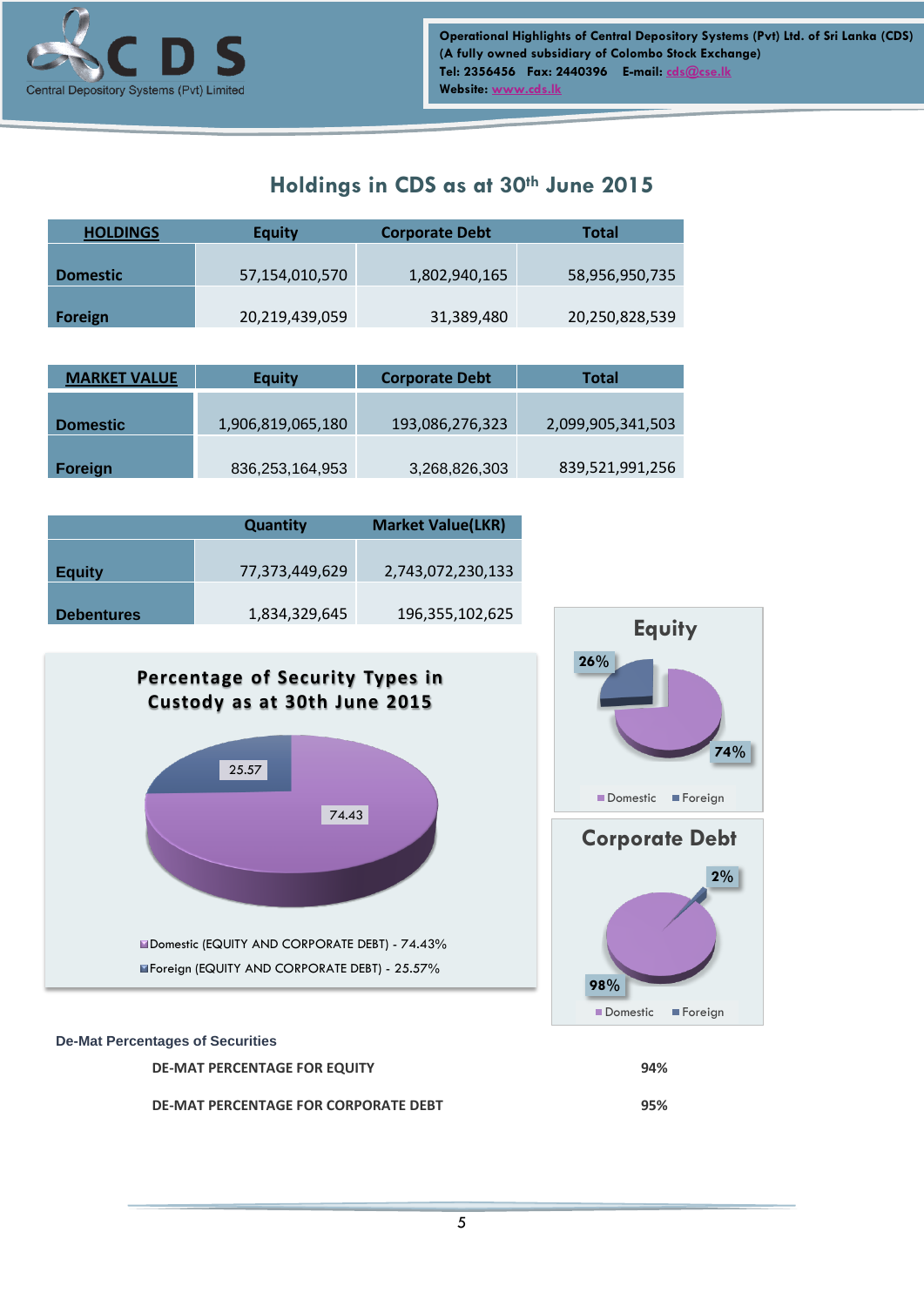Operational Highlights of Central Depository Systems (Pvt) Ltd. of Sri Lanka (CDS)
(A fully owned subsidiary of Colombo Stock Exchange)
Tel: 2356456 Fax: 2440396 E-mail: cds@cse.lk
Website: www.cds.lk

## Holdings in CDS as at 30th June 2015

| HOLDINGS | Equity | Corporate Debt | Total |
|---|---|---|---|
| Domestic | 57,154,010,570 | 1,802,940,165 | 58,956,950,735 |
| Foreign | 20,219,439,059 | 31,389,480 | 20,250,828,539 |

| MARKET VALUE | Equity | Corporate Debt | Total |
|---|---|---|---|
| Domestic | 1,906,819,065,180 | 193,086,276,323 | 2,099,905,341,503 |
| Foreign | 836,253,164,953 | 3,268,826,303 | 839,521,991,256 |

| | Quantity | Market Value(LKR) |
|---|---|---|
| Equity | 77,373,449,629 | 2,743,072,230,133 |
| Debentures | 1,834,329,645 | 196,355,102,625 |

**Percentage of Security Types in Custody as at 30th June 2015**

25.57
74.43

Domestic (EQUITY AND CORPORATE DEBT) - 74.43%
Foreign (EQUITY AND CORPORATE DEBT) - 25.57%

**Equity**

26%
74%

Domestic Foreign

**Corporate Debt**

2%
98%

Domestic Foreign

### De-Mat Percentages of Securities

| | |
|---|---|
| DE-MAT PERCENTAGE FOR EQUITY | 94% |
| DE-MAT PERCENTAGE FOR CORPORATE DEBT | 95% |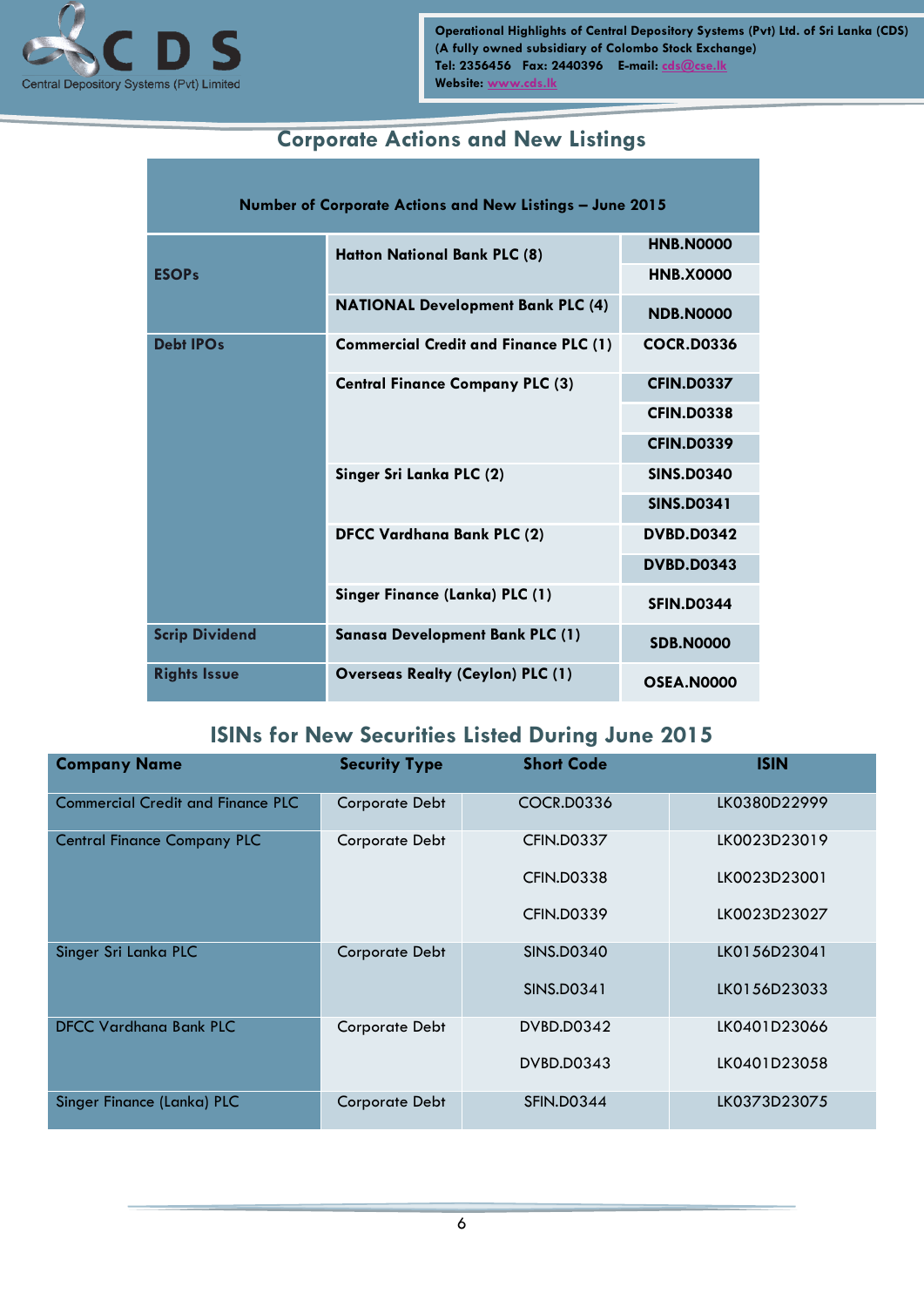## Corporate Actions and New Listings

| Number of Corporate Actions and New Listings – June 2015 | | |
|---|---|---|
| **ESOPs** | **Hatton National Bank PLC (8)** | **HNB.N0000** |
| | | **HNB.X0000** |
| | **NATIONAL Development Bank PLC (4)** | **NDB.N0000** |
| **Debt IPOs** | **Commercial Credit and Finance PLC (1)** | **COCR.D0336** |
| | **Central Finance Company PLC (3)** | **CFIN.D0337** |
| | | **CFIN.D0338** |
| | | **CFIN.D0339** |
| | **Singer Sri Lanka PLC (2)** | **SINS.D0340** |
| | | **SINS.D0341** |
| | **DFCC Vardhana Bank PLC (2)** | **DVBD.D0342** |
| | | **DVBD.D0343** |
| | **Singer Finance (Lanka) PLC (1)** | **SFIN.D0344** |
| **Scrip Dividend** | **Sanasa Development Bank PLC (1)** | **SDB.N0000** |
| **Rights Issue** | **Overseas Realty (Ceylon) PLC (1)** | **OSEA.N0000** |

## ISINs for New Securities Listed During June 2015

| Company Name | Security Type | Short Code | ISIN |
|---|---|---|---|
| Commercial Credit and Finance PLC | Corporate Debt | COCR.D0336 | LK0380D22999 |
| Central Finance Company PLC | Corporate Debt | CFIN.D0337 | LK0023D23019 |
| | | CFIN.D0338 | LK0023D23001 |
| | | CFIN.D0339 | LK0023D23027 |
| Singer Sri Lanka PLC | Corporate Debt | SINS.D0340 | LK0156D23041 |
| | | SINS.D0341 | LK0156D23033 |
| DFCC Vardhana Bank PLC | Corporate Debt | DVBD.D0342 | LK0401D23066 |
| | | DVBD.D0343 | LK0401D23058 |
| Singer Finance (Lanka) PLC | Corporate Debt | SFIN.D0344 | LK0373D23075 |